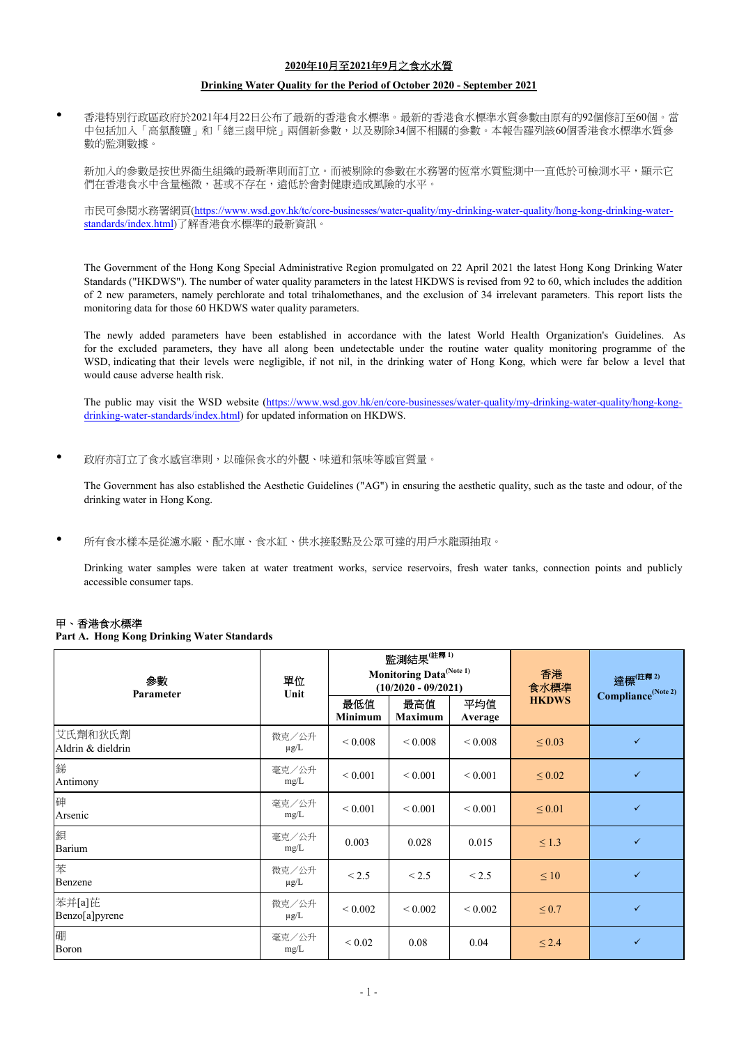# 2020年10月至2021年9月之食水水質

## Drinking Water Quality for the Period of October 2020 - September 2021

- 香港特別行政區政府於2021年4月22日公布了最新的香港食水標準。最新的香港食水標準水質參數由原有的92個修訂至60個。當中包括加入「高氯酸鹽」和「總三鹵甲烷」兩個新參數，以及剔除34個不相關的參數。本報告羅列該60個香港食水標準水質參數的監測數據。

  新加入的參數是按世界衞生組織的最新準則而訂立。而被剔除的參數在水務署的恆常水質監測中一直低於可檢測水平，顯示它們在香港食水中含量極微，甚或不存在，遠低於會對健康造成風險的水平。

  市民可參閱水務署網頁(https://www.wsd.gov.hk/tc/core-businesses/water-quality/my-drinking-water-quality/hong-kong-drinking-water-standards/index.html)了解香港食水標準的最新資訊。

  The Government of the Hong Kong Special Administrative Region promulgated on 22 April 2021 the latest Hong Kong Drinking Water Standards ("HKDWS"). The number of water quality parameters in the latest HKDWS is revised from 92 to 60, which includes the addition of 2 new parameters, namely perchlorate and total trihalomethanes, and the exclusion of 34 irrelevant parameters. This report lists the monitoring data for those 60 HKDWS water quality parameters.

  The newly added parameters have been established in accordance with the latest World Health Organization's Guidelines. As for the excluded parameters, they have all along been undetectable under the routine water quality monitoring programme of the WSD, indicating that their levels were negligible, if not nil, in the drinking water of Hong Kong, which were far below a level that would cause adverse health risk.

  The public may visit the WSD website (https://www.wsd.gov.hk/en/core-businesses/water-quality/my-drinking-water-quality/hong-kong-drinking-water-standards/index.html) for updated information on HKDWS.

- 政府亦訂立了食水感官準則，以確保食水的外觀、味道和氣味等感官質量。

  The Government has also established the Aesthetic Guidelines ("AG") in ensuring the aesthetic quality, such as the taste and odour, of the drinking water in Hong Kong.

- 所有食水樣本是從濾水廠、配水庫、食水缸、供水接駁點及公眾可達的用戶水龍頭抽取。

  Drinking water samples were taken at water treatment works, service reservoirs, fresh water tanks, connection points and publicly accessible consumer taps.

### 甲、香港食水標準
### Part A. Hong Kong Drinking Water Standards

| 參數 Parameter | 單位 Unit | 監測結果(註釋 1) Monitoring Data(Note 1) (10/2020 - 09/2021) | | | 香港食水標準 HKDWS | 達標(註釋 2) Compliance(Note 2) |
|---|---|---|---|---|---|---|
| | | 最低值 Minimum | 最高值 Maximum | 平均值 Average | | |
| 艾氏劑和狄氏劑 Aldrin & dieldrin | 微克／公升 μg/L | < 0.008 | < 0.008 | < 0.008 | ≤ 0.03 | ✓ |
| 銻 Antimony | 毫克／公升 mg/L | < 0.001 | < 0.001 | < 0.001 | ≤ 0.02 | ✓ |
| 砷 Arsenic | 毫克／公升 mg/L | < 0.001 | < 0.001 | < 0.001 | ≤ 0.01 | ✓ |
| 鋇 Barium | 毫克／公升 mg/L | 0.003 | 0.028 | 0.015 | ≤ 1.3 | ✓ |
| 苯 Benzene | 微克／公升 μg/L | < 2.5 | < 2.5 | < 2.5 | ≤ 10 | ✓ |
| 苯并[a]芘 Benzo[a]pyrene | 微克／公升 μg/L | < 0.002 | < 0.002 | < 0.002 | ≤ 0.7 | ✓ |
| 硼 Boron | 毫克／公升 mg/L | < 0.02 | 0.08 | 0.04 | ≤ 2.4 | ✓ |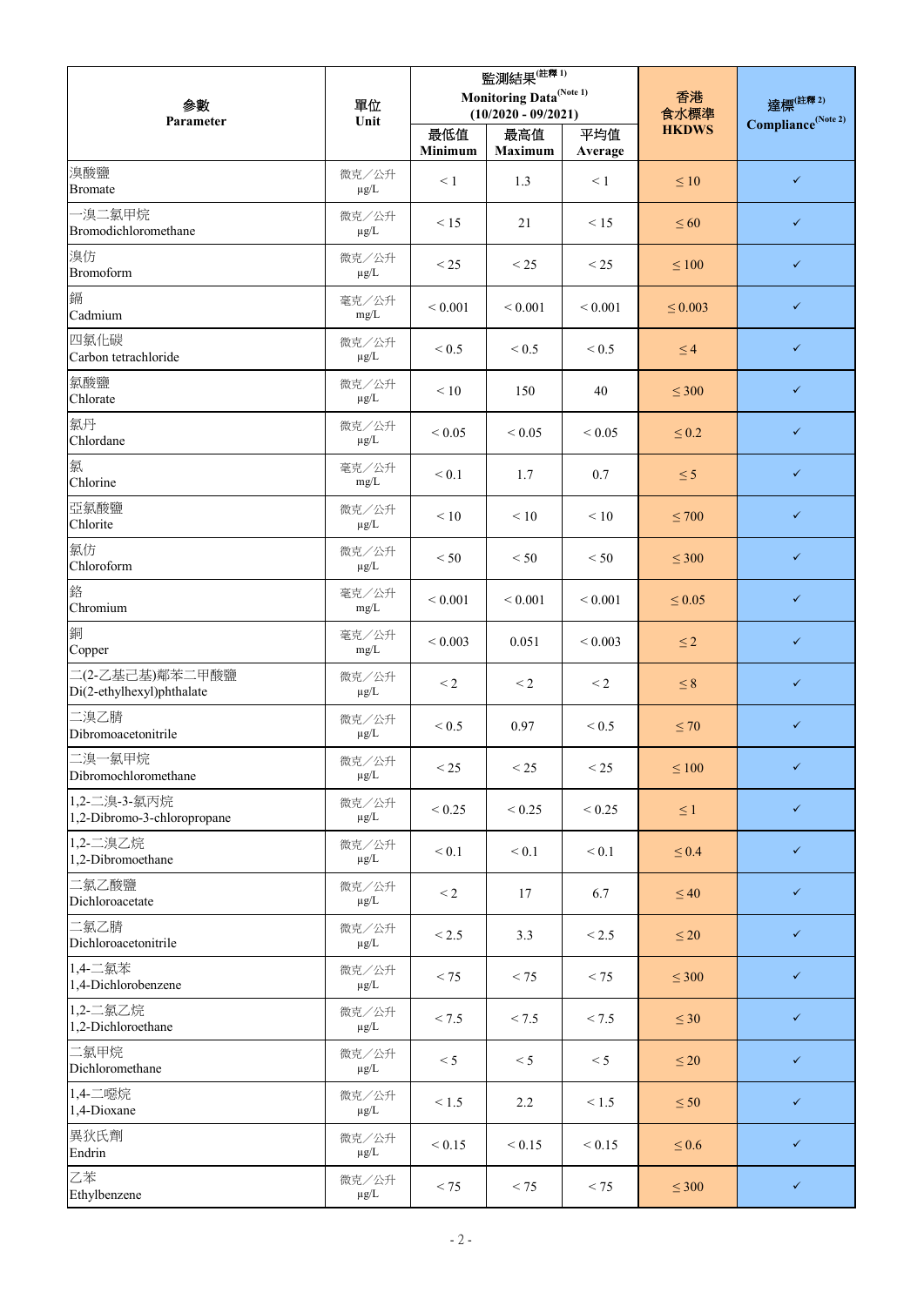| 參數 Parameter | 單位 Unit | 監測結果(註釋 1) Monitoring Data(Note 1) (10/2020 - 09/2021) | | | 香港食水標準 HKDWS | 達標(註釋 2) Compliance(Note 2) |
|---|---|---|---|---|---|---|
| | | 最低值 Minimum | 最高值 Maximum | 平均值 Average | | |
| 溴酸鹽 Bromate | 微克／公升 µg/L | < 1 | 1.3 | < 1 | ≤ 10 | ✓ |
| 一溴二氯甲烷 Bromodichloromethane | 微克／公升 µg/L | < 15 | 21 | < 15 | ≤ 60 | ✓ |
| 溴仿 Bromoform | 微克／公升 µg/L | < 25 | < 25 | < 25 | ≤ 100 | ✓ |
| 鎘 Cadmium | 毫克／公升 mg/L | < 0.001 | < 0.001 | < 0.001 | ≤ 0.003 | ✓ |
| 四氯化碳 Carbon tetrachloride | 微克／公升 µg/L | < 0.5 | < 0.5 | < 0.5 | ≤ 4 | ✓ |
| 氯酸鹽 Chlorate | 微克／公升 µg/L | < 10 | 150 | 40 | ≤ 300 | ✓ |
| 氯丹 Chlordane | 微克／公升 µg/L | < 0.05 | < 0.05 | < 0.05 | ≤ 0.2 | ✓ |
| 氯 Chlorine | 毫克／公升 mg/L | < 0.1 | 1.7 | 0.7 | ≤ 5 | ✓ |
| 亞氯酸鹽 Chlorite | 微克／公升 µg/L | < 10 | < 10 | < 10 | ≤ 700 | ✓ |
| 氯仿 Chloroform | 微克／公升 µg/L | < 50 | < 50 | < 50 | ≤ 300 | ✓ |
| 鉻 Chromium | 毫克／公升 mg/L | < 0.001 | < 0.001 | < 0.001 | ≤ 0.05 | ✓ |
| 銅 Copper | 毫克／公升 mg/L | < 0.003 | 0.051 | < 0.003 | ≤ 2 | ✓ |
| 二(2-乙基已基)鄰苯二甲酸鹽 Di(2-ethylhexyl)phthalate | 微克／公升 µg/L | < 2 | < 2 | < 2 | ≤ 8 | ✓ |
| 二溴乙腈 Dibromoacetonitrile | 微克／公升 µg/L | < 0.5 | 0.97 | < 0.5 | ≤ 70 | ✓ |
| 二溴一氯甲烷 Dibromochloromethane | 微克／公升 µg/L | < 25 | < 25 | < 25 | ≤ 100 | ✓ |
| 1,2-二溴-3-氯丙烷 1,2-Dibromo-3-chloropropane | 微克／公升 µg/L | < 0.25 | < 0.25 | < 0.25 | ≤ 1 | ✓ |
| 1,2-二溴乙烷 1,2-Dibromoethane | 微克／公升 µg/L | < 0.1 | < 0.1 | < 0.1 | ≤ 0.4 | ✓ |
| 二氯乙酸鹽 Dichloroacetate | 微克／公升 µg/L | < 2 | 17 | 6.7 | ≤ 40 | ✓ |
| 二氯乙腈 Dichloroacetonitrile | 微克／公升 µg/L | < 2.5 | 3.3 | < 2.5 | ≤ 20 | ✓ |
| 1,4-二氯苯 1,4-Dichlorobenzene | 微克／公升 µg/L | < 75 | < 75 | < 75 | ≤ 300 | ✓ |
| 1,2-二氯乙烷 1,2-Dichloroethane | 微克／公升 µg/L | < 7.5 | < 7.5 | < 7.5 | ≤ 30 | ✓ |
| 二氯甲烷 Dichloromethane | 微克／公升 µg/L | < 5 | < 5 | < 5 | ≤ 20 | ✓ |
| 1,4-二噁烷 1,4-Dioxane | 微克／公升 µg/L | < 1.5 | 2.2 | < 1.5 | ≤ 50 | ✓ |
| 異狄氏劑 Endrin | 微克／公升 µg/L | < 0.15 | < 0.15 | < 0.15 | ≤ 0.6 | ✓ |
| 乙苯 Ethylbenzene | 微克／公升 µg/L | < 75 | < 75 | < 75 | ≤ 300 | ✓ |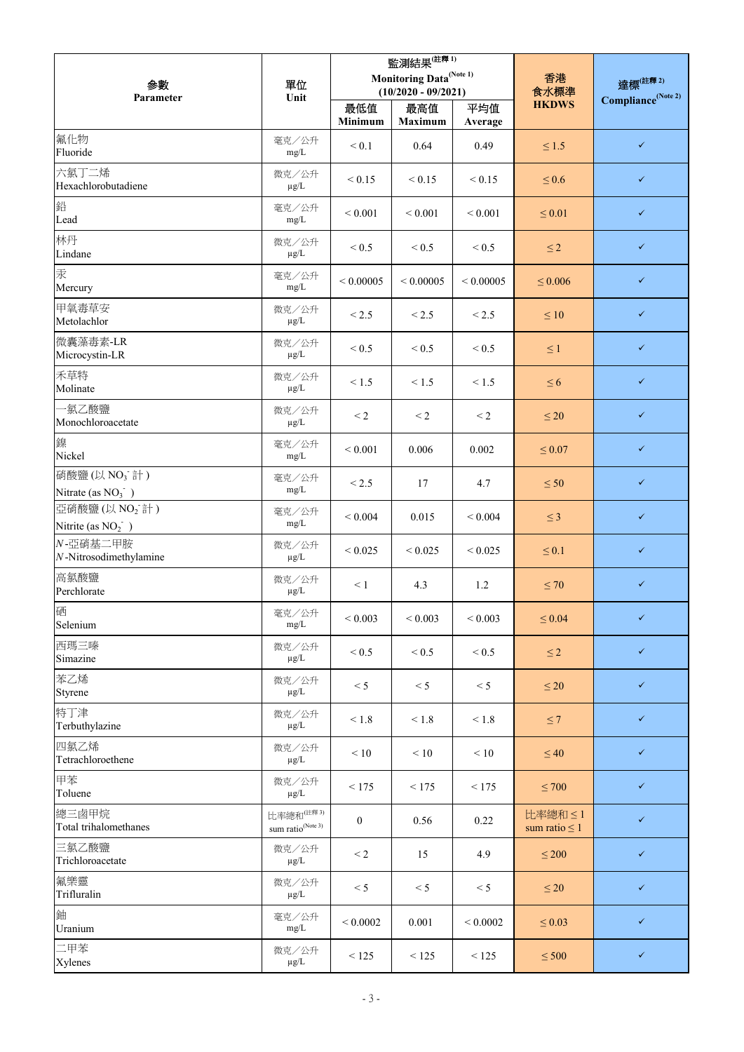| 參數 Parameter | 單位 Unit | 監測結果[註釋 1] Monitoring Data[Note 1] (10/2020 - 09/2021) | | | 香港食水標準 HKDWS | 達標[註釋 2] Compliance[Note 2] |
|---|---|---|---|---|---|---|
| | | 最低值 Minimum | 最高值 Maximum | 平均值 Average | | |
| 氟化物 Fluoride | 毫克／公升 mg/L | < 0.1 | 0.64 | 0.49 | ≤ 1.5 | ✓ |
| 六氯丁二烯 Hexachlorobutadiene | 微克／公升 μg/L | < 0.15 | < 0.15 | < 0.15 | ≤ 0.6 | ✓ |
| 鉛 Lead | 毫克／公升 mg/L | < 0.001 | < 0.001 | < 0.001 | ≤ 0.01 | ✓ |
| 林丹 Lindane | 微克／公升 μg/L | < 0.5 | < 0.5 | < 0.5 | ≤ 2 | ✓ |
| 汞 Mercury | 毫克／公升 mg/L | < 0.00005 | < 0.00005 | < 0.00005 | ≤ 0.006 | ✓ |
| 甲氧毒草安 Metolachlor | 微克／公升 μg/L | < 2.5 | < 2.5 | < 2.5 | ≤ 10 | ✓ |
| 微囊藻毒素-LR Microcystin-LR | 微克／公升 μg/L | < 0.5 | < 0.5 | < 0.5 | ≤ 1 | ✓ |
| 禾草特 Molinate | 微克／公升 μg/L | < 1.5 | < 1.5 | < 1.5 | ≤ 6 | ✓ |
| 一氯乙酸鹽 Monochloroacetate | 微克／公升 μg/L | < 2 | < 2 | < 2 | ≤ 20 | ✓ |
| 鎳 Nickel | 毫克／公升 mg/L | < 0.001 | 0.006 | 0.002 | ≤ 0.07 | ✓ |
| 硝酸鹽 (以 $NO_3^-$ 計) Nitrate (as $NO_3^-$) | 毫克／公升 mg/L | < 2.5 | 17 | 4.7 | ≤ 50 | ✓ |
| 亞硝酸鹽 (以 $NO_2^-$ 計) Nitrite (as $NO_2^-$) | 毫克／公升 mg/L | < 0.004 | 0.015 | < 0.004 | ≤ 3 | ✓ |
| *N*-亞硝基二甲胺 *N*-Nitrosodimethylamine | 微克／公升 μg/L | < 0.025 | < 0.025 | < 0.025 | ≤ 0.1 | ✓ |
| 高氯酸鹽 Perchlorate | 微克／公升 μg/L | < 1 | 4.3 | 1.2 | ≤ 70 | ✓ |
| 硒 Selenium | 毫克／公升 mg/L | < 0.003 | < 0.003 | < 0.003 | ≤ 0.04 | ✓ |
| 西瑪三嗪 Simazine | 微克／公升 μg/L | < 0.5 | < 0.5 | < 0.5 | ≤ 2 | ✓ |
| 苯乙烯 Styrene | 微克／公升 μg/L | < 5 | < 5 | < 5 | ≤ 20 | ✓ |
| 特丁津 Terbuthylazine | 微克／公升 μg/L | < 1.8 | < 1.8 | < 1.8 | ≤ 7 | ✓ |
| 四氯乙烯 Tetrachloroethene | 微克／公升 μg/L | < 10 | < 10 | < 10 | ≤ 40 | ✓ |
| 甲苯 Toluene | 微克／公升 μg/L | < 175 | < 175 | < 175 | ≤ 700 | ✓ |
| 總三鹵甲烷 Total trihalomethanes | 比率總和[註釋 3] sum ratio[Note 3] | 0 | 0.56 | 0.22 | 比率總和 ≤ 1 sum ratio ≤ 1 | ✓ |
| 三氯乙酸鹽 Trichloroacetate | 微克／公升 μg/L | < 2 | 15 | 4.9 | ≤ 200 | ✓ |
| 氟樂靈 Trifluralin | 微克／公升 μg/L | < 5 | < 5 | < 5 | ≤ 20 | ✓ |
| 鈾 Uranium | 毫克／公升 mg/L | < 0.0002 | 0.001 | < 0.0002 | ≤ 0.03 | ✓ |
| 二甲苯 Xylenes | 微克／公升 μg/L | < 125 | < 125 | < 125 | ≤ 500 | ✓ |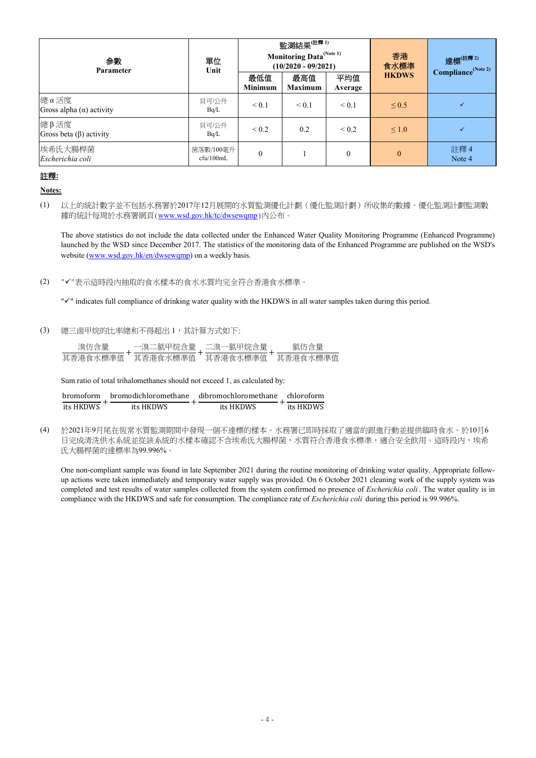| 參數<br>Parameter | 單位<br>Unit | 監測結果(註釋 1)<br>Monitoring Data(Note 1)<br>(10/2020 - 09/2021) | | | 香港<br>食水標準<br>HKDWS | 達標(註釋 2)<br>Compliance(Note 2) |
|---|---|---|---|---|---|---|
| | | 最低值<br>Minimum | 最高值<br>Maximum | 平均值<br>Average | | |
| 總 α 活度<br>Gross alpha (α) activity | 貝可/公升<br>Bq/L | < 0.1 | < 0.1 | < 0.1 | ≤ 0.5 | ✓ |
| 總 β 活度<br>Gross beta (β) activity | 貝可/公升<br>Bq/L | < 0.2 | 0.2 | < 0.2 | ≤ 1.0 | ✓ |
| 埃希氏大腸桿菌<br>*Escherichia coli* | 菌落數/100毫升<br>cfu/100mL | 0 | 1 | 0 | 0 | 註釋 4<br>Note 4 |

**註釋:**

**Notes:**

(1) 以上的統計數字並不包括水務署於2017年12月展開的水質監測優化計劃（優化監測計劃）所收集的數據。優化監測計劃監測數據的統計每周於水務署網頁(www.wsd.gov.hk/tc/dwsewqmp)內公布。

The above statistics do not include the data collected under the Enhanced Water Quality Monitoring Programme (Enhanced Programme) launched by the WSD since December 2017. The statistics of the monitoring data of the Enhanced Programme are published on the WSD's website (www.wsd.gov.hk/en/dwsewqmp) on a weekly basis.

(2) "✓"表示這時段內抽取的食水樣本的食水水質均完全符合香港食水標準。

"✓" indicates full compliance of drinking water quality with the HKDWS in all water samples taken during this period.

(3) 總三鹵甲烷的比率總和不得超出 1，其計算方式如下:

$$\frac{\text{溴仿含量}}{\text{其香港食水標準值}} + \frac{\text{一溴二氯甲烷含量}}{\text{其香港食水標準值}} + \frac{\text{二溴一氯甲烷含量}}{\text{其香港食水標準值}} + \frac{\text{氯仿含量}}{\text{其香港食水標準值}}$$

Sum ratio of total trihalomethanes should not exceed 1, as calculated by:

$$\frac{\text{bromoform}}{\text{its HKDWS}} + \frac{\text{bromodichloromethane}}{\text{its HKDWS}} + \frac{\text{dibromochloromethane}}{\text{its HKDWS}} + \frac{\text{chloroform}}{\text{its HKDWS}}$$

(4) 於2021年9月尾在恆常水質監測期間中發現一個不達標的樣本。水務署已即時採取了適當的跟進行動並提供臨時食水。於10月6日完成清洗供水系統並從該系統的水樣本確認不含埃希氏大腸桿菌，水質符合香港食水標準，適合安全飲用。這時段內，埃希氏大腸桿菌的達標率為99.996%。

One non-compliant sample was found in late September 2021 during the routine monitoring of drinking water quality. Appropriate follow-up actions were taken immediately and temporary water supply was provided. On 6 October 2021 cleaning work of the supply system was completed and test results of water samples collected from the system confirmed no presence of *Escherichia coli*. The water quality is in compliance with the HKDWS and safe for consumption. The compliance rate of *Escherichia coli* during this period is 99.996%.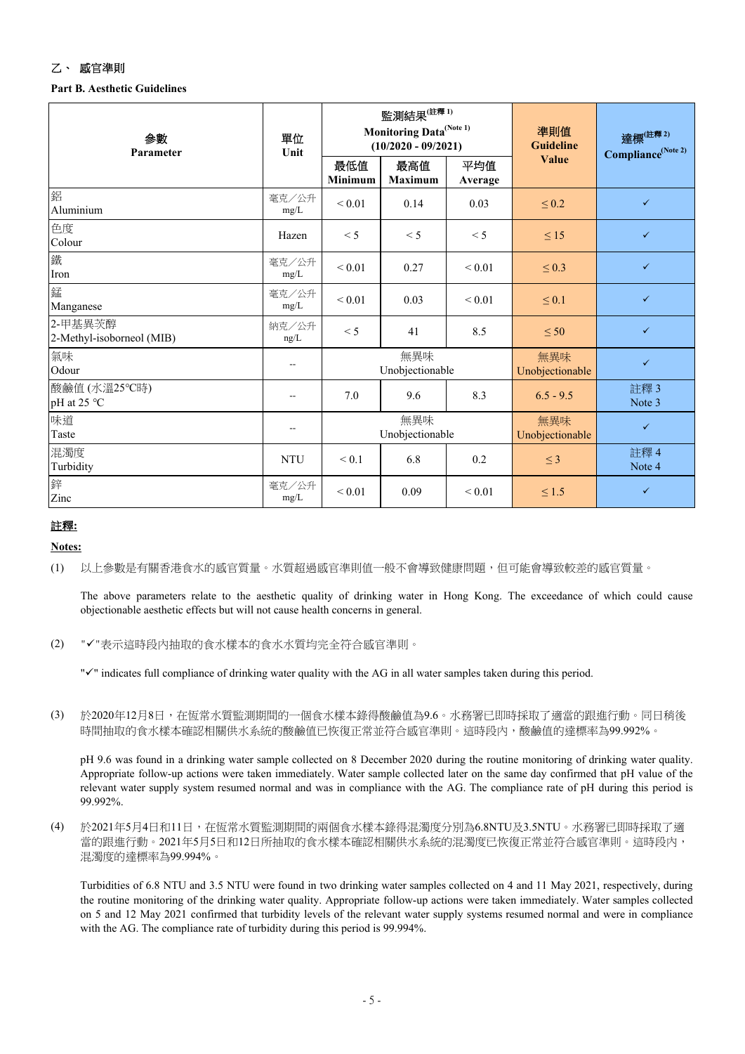## 乙、 感官準則

**Part B. Aesthetic Guidelines**

| 參數<br>Parameter | 單位<br>Unit | 監測結果(註釋 1)<br>Monitoring Data(Note 1)<br>(10/2020 - 09/2021) | | | 準則值<br>Guideline Value | 達標(註釋 2)<br>Compliance(Note 2) |
|---|---|---|---|---|---|---|
| | | 最低值<br>Minimum | 最高值<br>Maximum | 平均值<br>Average | | |
| 鋁<br>Aluminium | 毫克／公升<br>mg/L | < 0.01 | 0.14 | 0.03 | ≤ 0.2 | ✓ |
| 色度<br>Colour | Hazen | < 5 | < 5 | < 5 | ≤ 15 | ✓ |
| 鐵<br>Iron | 毫克／公升<br>mg/L | < 0.01 | 0.27 | < 0.01 | ≤ 0.3 | ✓ |
| 錳<br>Manganese | 毫克／公升<br>mg/L | < 0.01 | 0.03 | < 0.01 | ≤ 0.1 | ✓ |
| 2-甲基異莰醇<br>2-Methyl-isoborneol (MIB) | 納克／公升<br>ng/L | < 5 | 41 | 8.5 | ≤ 50 | ✓ |
| 氣味<br>Odour | -- | 無異味<br>Unobjectionable | | | 無異味<br>Unobjectionable | ✓ |
| 酸鹼值 (水溫25°C時)<br>pH at 25 °C | -- | 7.0 | 9.6 | 8.3 | 6.5 - 9.5 | 註釋 3<br>Note 3 |
| 味道<br>Taste | -- | 無異味<br>Unobjectionable | | | 無異味<br>Unobjectionable | ✓ |
| 混濁度<br>Turbidity | NTU | < 0.1 | 6.8 | 0.2 | ≤ 3 | 註釋 4<br>Note 4 |
| 鋅<br>Zinc | 毫克／公升<br>mg/L | < 0.01 | 0.09 | < 0.01 | ≤ 1.5 | ✓ |

**註釋:**

**Notes:**

(1) 以上參數是有關香港食水的感官質量。水質超過感官準則值一般不會導致健康問題，但可能會導致較差的感官質量。

The above parameters relate to the aesthetic quality of drinking water in Hong Kong. The exceedance of which could cause objectionable aesthetic effects but will not cause health concerns in general.

(2) "✓"表示這時段內抽取的食水樣本的食水水質均完全符合感官準則。

"✓" indicates full compliance of drinking water quality with the AG in all water samples taken during this period.

(3) 於2020年12月8日，在恆常水質監測期間的一個食水樣本錄得酸鹼值為9.6。水務署已即時採取了適當的跟進行動。同日稍後時間抽取的食水樣本確認相關供水系統的酸鹼值已恢復正常並符合感官準則。這時段內，酸鹼值的達標率為99.992%。

pH 9.6 was found in a drinking water sample collected on 8 December 2020 during the routine monitoring of drinking water quality. Appropriate follow-up actions were taken immediately. Water sample collected later on the same day confirmed that pH value of the relevant water supply system resumed normal and was in compliance with the AG. The compliance rate of pH during this period is 99.992%.

(4) 於2021年5月4日和11日，在恆常水質監測期間的兩個食水樣本錄得混濁度分別為6.8NTU及3.5NTU。水務署已即時採取了適當的跟進行動。2021年5月5日和12日所抽取的食水樣本確認相關供水系統的混濁度已恢復正常並符合感官準則。這時段內，混濁度的達標率為99.994%。

Turbidities of 6.8 NTU and 3.5 NTU were found in two drinking water samples collected on 4 and 11 May 2021, respectively, during the routine monitoring of the drinking water quality. Appropriate follow-up actions were taken immediately. Water samples collected on 5 and 12 May 2021 confirmed that turbidity levels of the relevant water supply systems resumed normal and were in compliance with the AG. The compliance rate of turbidity during this period is 99.994%.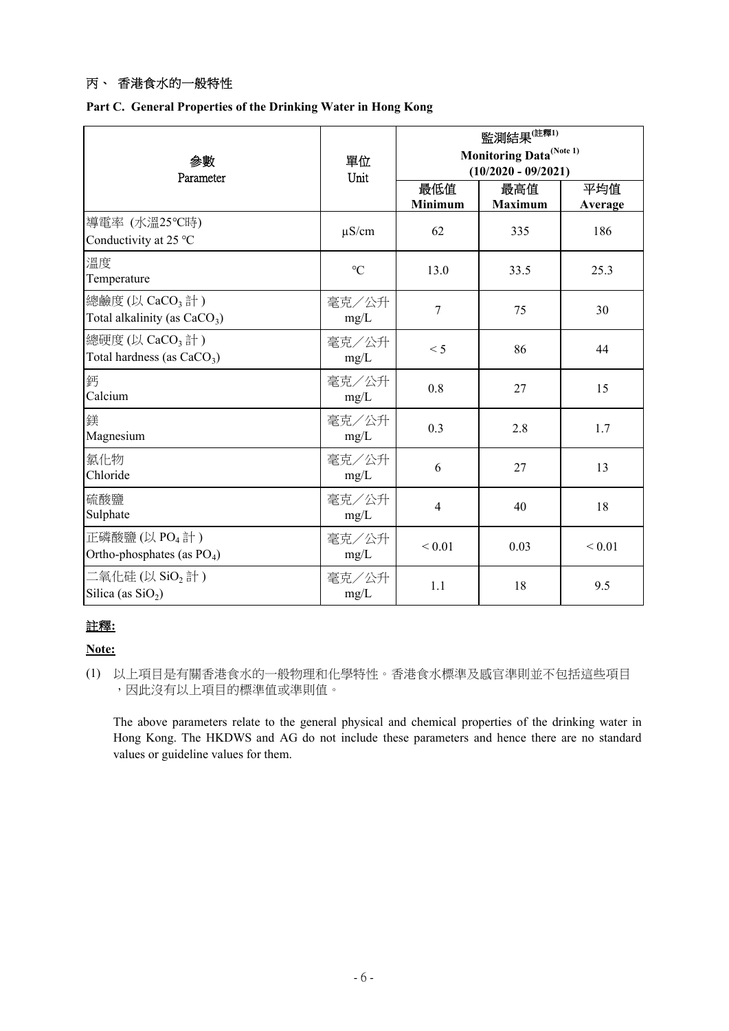## 丙、 香港食水的一般特性

**Part C. General Properties of the Drinking Water in Hong Kong**

| 參數<br>Parameter | 單位<br>Unit | 監測結果(註釋1)<br>Monitoring Data(Note 1)<br>(10/2020 - 09/2021) | | |
|---|---|---|---|---|
| | | 最低值<br>**Minimum** | 最高值<br>**Maximum** | 平均值<br>**Average** |
| 導電率 (水溫25℃時)<br>Conductivity at 25 ℃ | μS/cm | 62 | 335 | 186 |
| 溫度<br>Temperature | ℃ | 13.0 | 33.5 | 25.3 |
| 總鹼度 (以 $CaCO_3$ 計)<br>Total alkalinity (as $CaCO_3$) | 毫克／公升<br>mg/L | 7 | 75 | 30 |
| 總硬度 (以 $CaCO_3$ 計)<br>Total hardness (as $CaCO_3$) | 毫克／公升<br>mg/L | < 5 | 86 | 44 |
| 鈣<br>Calcium | 毫克／公升<br>mg/L | 0.8 | 27 | 15 |
| 鎂<br>Magnesium | 毫克／公升<br>mg/L | 0.3 | 2.8 | 1.7 |
| 氯化物<br>Chloride | 毫克／公升<br>mg/L | 6 | 27 | 13 |
| 硫酸鹽<br>Sulphate | 毫克／公升<br>mg/L | 4 | 40 | 18 |
| 正磷酸鹽 (以 $PO_4$ 計)<br>Ortho-phosphates (as $PO_4$) | 毫克／公升<br>mg/L | < 0.01 | 0.03 | < 0.01 |
| 二氧化硅 (以 $SiO_2$ 計)<br>Silica (as $SiO_2$) | 毫克／公升<br>mg/L | 1.1 | 18 | 9.5 |

**註釋:**

**Note:**

(1) 以上項目是有關香港食水的一般物理和化學特性。香港食水標準及感官準則並不包括這些項目，因此沒有以上項目的標準值或準則值。

The above parameters relate to the general physical and chemical properties of the drinking water in Hong Kong. The HKDWS and AG do not include these parameters and hence there are no standard values or guideline values for them.